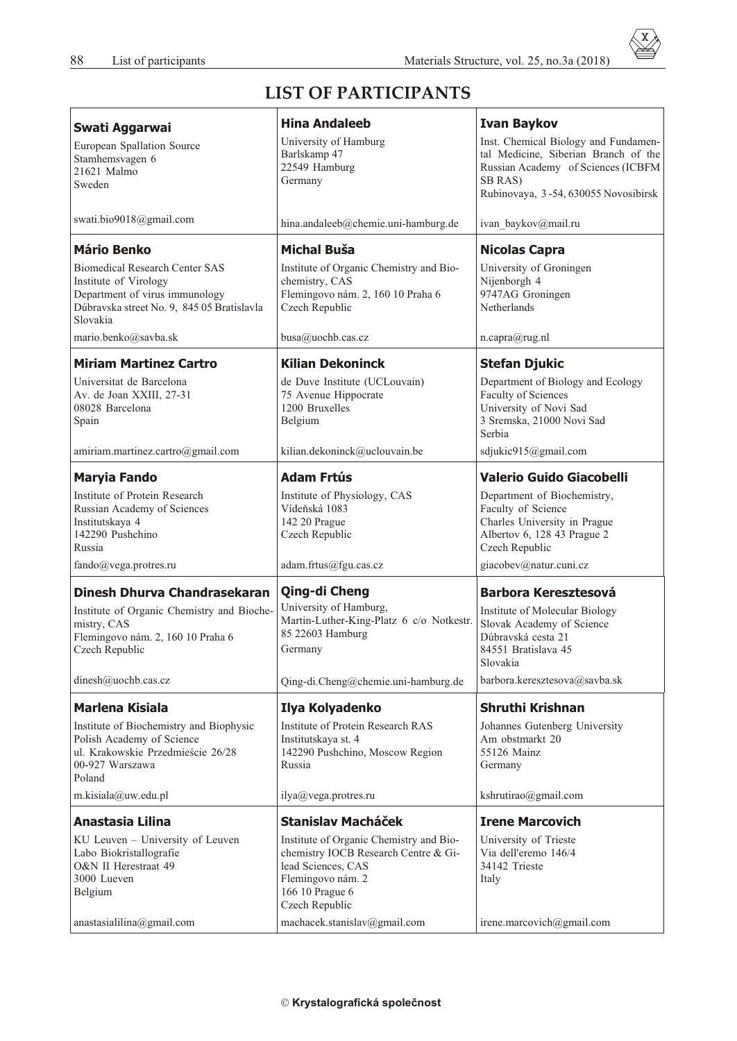# LIST OF PARTICIPANTS

**Swati Aggarwai**
European Spallation Source
Stamhemsvagen 6
21621 Malmo
Sweden
swati.bio9018@gmail.com

**Hina Andaleeb**
University of Hamburg
Barlskamp 47
22549 Hamburg
Germany
hina.andaleeb@chemie.uni-hamburg.de

**Ivan Baykov**
Inst. Chemical Biology and Fundamental Medicine, Siberian Branch of the Russian Academy of Sciences (ICBFM SB RAS)
Rubinovaya, 3 -54, 630055 Novosibirsk
ivan_baykov@mail.ru

**Mário Benko**
Biomedical Research Center SAS
Institute of Virology
Department of virus immunology
Dúbravska street No. 9, 845 05 Bratislavla
Slovakia
mario.benko@savba.sk

**Michal Buša**
Institute of Organic Chemistry and Biochemistry, CAS
Flemingovo nám. 2, 160 10 Praha 6
Czech Republic
busa@uochb.cas.cz

**Nicolas Capra**
University of Groningen
Nijenborgh 4
9747AG Groningen
Netherlands
n.capra@rug.nl

**Miriam Martinez Cartro**
Universitat de Barcelona
Av. de Joan XXIII, 27-31
08028 Barcelona
Spain
amiriam.martinez.cartro@gmail.com

**Kilian Dekoninck**
de Duve Institute (UCLouvain)
75 Avenue Hippocrate
1200 Bruxelles
Belgium
kilian.dekoninck@uclouvain.be

**Stefan Djukic**
Department of Biology and Ecology
Faculty of Sciences
University of Novi Sad
3 Sremska, 21000 Novi Sad
Serbia
sdjukic915@gmail.com

**Maryia Fando**
Institute of Protein Research
Russian Academy of Sciences
Institutskaya 4
142290 Pushchino
Russia
fando@vega.protres.ru

**Adam Frtús**
Institute of Physiology, CAS
Vídeňská 1083
142 20 Prague
Czech Republic
adam.frtus@fgu.cas.cz

**Valerio Guido Giacobelli**
Department of Biochemistry,
Faculty of Science
Charles University in Prague
Albertov 6, 128 43 Prague 2
Czech Republic
giacobev@natur.cuni.cz

**Dinesh Dhurva Chandrasekaran**
Institute of Organic Chemistry and Biochemistry, CAS
Flemingovo nám. 2, 160 10 Praha 6
Czech Republic
dinesh@uochb.cas.cz

**Qing-di Cheng**
University of Hamburg,
Martin-Luther-King-Platz 6 c/o Notkestr. 85 22603 Hamburg
Germany
Qing-di.Cheng@chemie.uni-hamburg.de

**Barbora Keresztesová**
Institute of Molecular Biology
Slovak Academy of Science
Dúbravská cesta 21
84551 Bratislava 45
Slovakia
barbora.keresztesova@savba.sk

**Marlena Kisiala**
Institute of Biochemistry and Biophysic
Polish Academy of Science
ul. Krakowskie Przedmieście 26/28
00-927 Warszawa
Poland
m.kisiala@uw.edu.pl

**Ilya Kolyadenko**
Institute of Protein Research RAS
Institutskaya st. 4
142290 Pushchino, Moscow Region
Russia
ilya@vega.protres.ru

**Shruthi Krishnan**
Johannes Gutenberg University
Am obstmarkt 20
55126 Mainz
Germany
kshrutirao@gmail.com

**Anastasia Lilina**
KU Leuven – University of Leuven
Labo Biokristallografie
O&N II Herestraat 49
3000 Lueven
Belgium
anastasialilina@gmail.com

**Stanislav Macháček**
Institute of Organic Chemistry and Biochemistry IOCB Research Centre & Gilead Sciences, CAS
Flemingovo nám. 2
166 10 Prague 6
Czech Republic
machacek.stanislav@gmail.com

**Irene Marcovich**
University of Trieste
Via dell'eremo 146/4
34142 Trieste
Italy
irene.marcovich@gmail.com

© **Krystalografická společnost**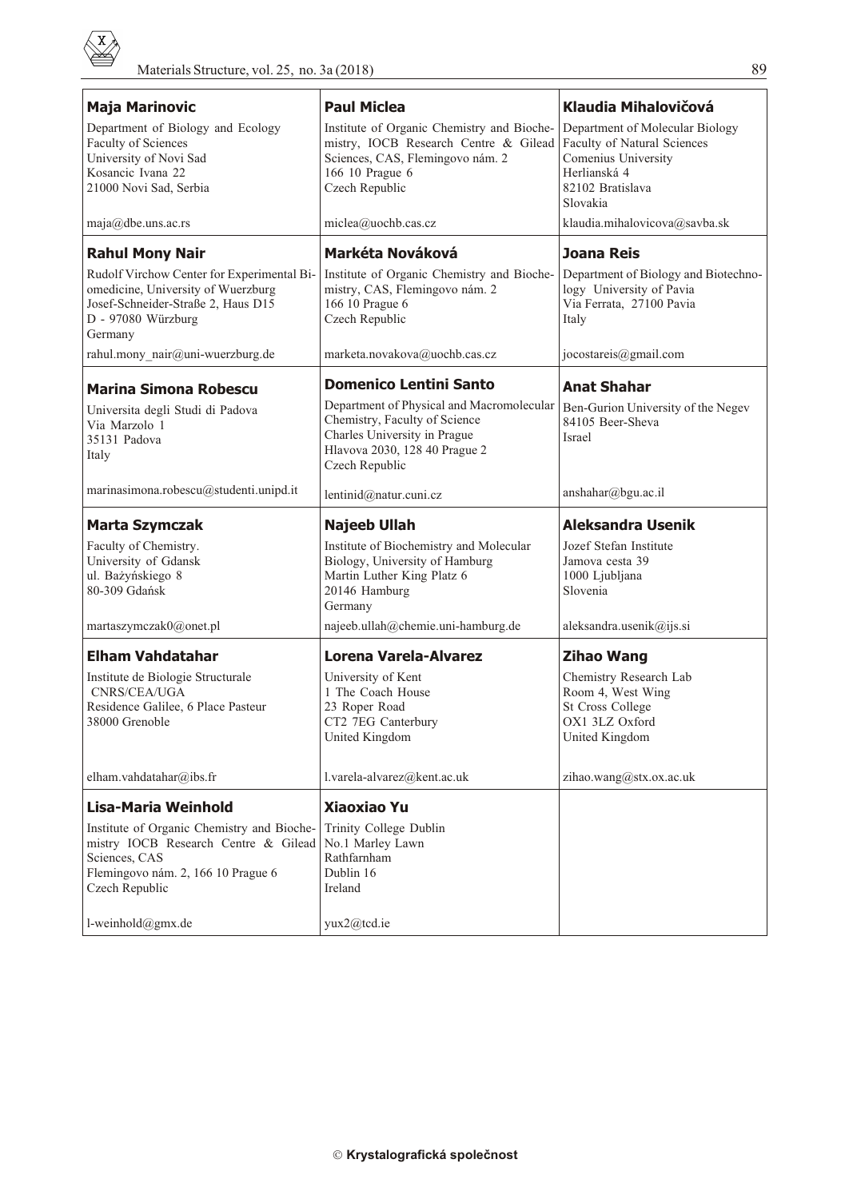**Maja Marinovic**

Department of Biology and Ecology
Faculty of Sciences
University of Novi Sad
Kosancic Ivana 22
21000 Novi Sad, Serbia

maja@dbe.uns.ac.rs

**Paul Miclea**

Institute of Organic Chemistry and Biochemistry, IOCB Research Centre & Gilead Sciences, CAS, Flemingovo nám. 2
166 10 Prague 6
Czech Republic

miclea@uochb.cas.cz

**Klaudia Mihalovičová**

Department of Molecular Biology
Faculty of Natural Sciences
Comenius University
Herlianská 4
82102 Bratislava
Slovakia

klaudia.mihalovicova@savba.sk

**Rahul Mony Nair**

Rudolf Virchow Center for Experimental Biomedicine, University of Wuerzburg
Josef-Schneider-Straße 2, Haus D15
D - 97080 Würzburg
Germany

rahul.mony_nair@uni-wuerzburg.de

**Markéta Nováková**

Institute of Organic Chemistry and Biochemistry, CAS, Flemingovo nám. 2
166 10 Prague 6
Czech Republic

marketa.novakova@uochb.cas.cz

**Joana Reis**

Department of Biology and Biotechnology University of Pavia
Via Ferrata, 27100 Pavia
Italy

jocostareis@gmail.com

**Marina Simona Robescu**

Universita degli Studi di Padova
Via Marzolo 1
35131 Padova
Italy

marinasimona.robescu@studenti.unipd.it

**Domenico Lentini Santo**

Department of Physical and Macromolecular Chemistry, Faculty of Science
Charles University in Prague
Hlavova 2030, 128 40 Prague 2
Czech Republic

lentinid@natur.cuni.cz

**Anat Shahar**

Ben-Gurion University of the Negev
84105 Beer-Sheva
Israel

anshahar@bgu.ac.il

**Marta Szymczak**

Faculty of Chemistry.
University of Gdansk
ul. Bażyńskiego 8
80-309 Gdańsk

martaszymczak0@onet.pl

**Najeeb Ullah**

Institute of Biochemistry and Molecular Biology, University of Hamburg
Martin Luther King Platz 6
20146 Hamburg
Germany

najeeb.ullah@chemie.uni-hamburg.de

**Aleksandra Usenik**

Jozef Stefan Institute
Jamova cesta 39
1000 Ljubljana
Slovenia

aleksandra.usenik@ijs.si

**Elham Vahdatahar**

Institute de Biologie Structurale
CNRS/CEA/UGA
Residence Galilee, 6 Place Pasteur
38000 Grenoble

elham.vahdatahar@ibs.fr

**Lorena Varela-Alvarez**

University of Kent
1 The Coach House
23 Roper Road
CT2 7EG Canterbury
United Kingdom

l.varela-alvarez@kent.ac.uk

**Zihao Wang**

Chemistry Research Lab
Room 4, West Wing
St Cross College
OX1 3LZ Oxford
United Kingdom

zihao.wang@stx.ox.ac.uk

**Lisa-Maria Weinhold**

Institute of Organic Chemistry and Biochemistry IOCB Research Centre & Gilead Sciences, CAS
Flemingovo nám. 2, 166 10 Prague 6
Czech Republic

l-weinhold@gmx.de

**Xiaoxiao Yu**

Trinity College Dublin
No.1 Marley Lawn
Rathfarnham
Dublin 16
Ireland

yux2@tcd.ie